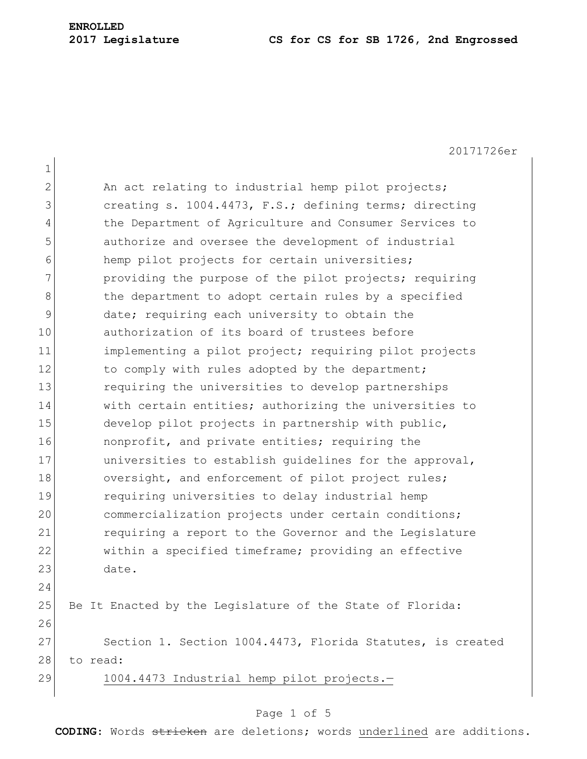**ENROLLED**

**2017 Legislature CS for CS for SB 1726, 2nd Engrossed**

20171726er

An act relating to industrial hemp pilot projects; creating s. 1004.4473, F.S.; defining terms; directing the Department of Agriculture and Consumer Services to authorize and oversee the development of industrial hemp pilot projects for certain universities; providing the purpose of the pilot projects; requiring the department to adopt certain rules by a specified date; requiring each university to obtain the authorization of its board of trustees before implementing a pilot project; requiring pilot projects to comply with rules adopted by the department; requiring the universities to develop partnerships with certain entities; authorizing the universities to develop pilot projects in partnership with public, nonprofit, and private entities; requiring the universities to establish guidelines for the approval, oversight, and enforcement of pilot project rules; requiring universities to delay industrial hemp commercialization projects under certain conditions; requiring a report to the Governor and the Legislature within a specified timeframe; providing an effective date.

Be It Enacted by the Legislature of the State of Florida:

Section 1. Section 1004.4473, Florida Statutes, is created to read:

1004.4473 Industrial hemp pilot projects.—

**CODING:** Words ~~stricken~~ are deletions; words underlined are additions.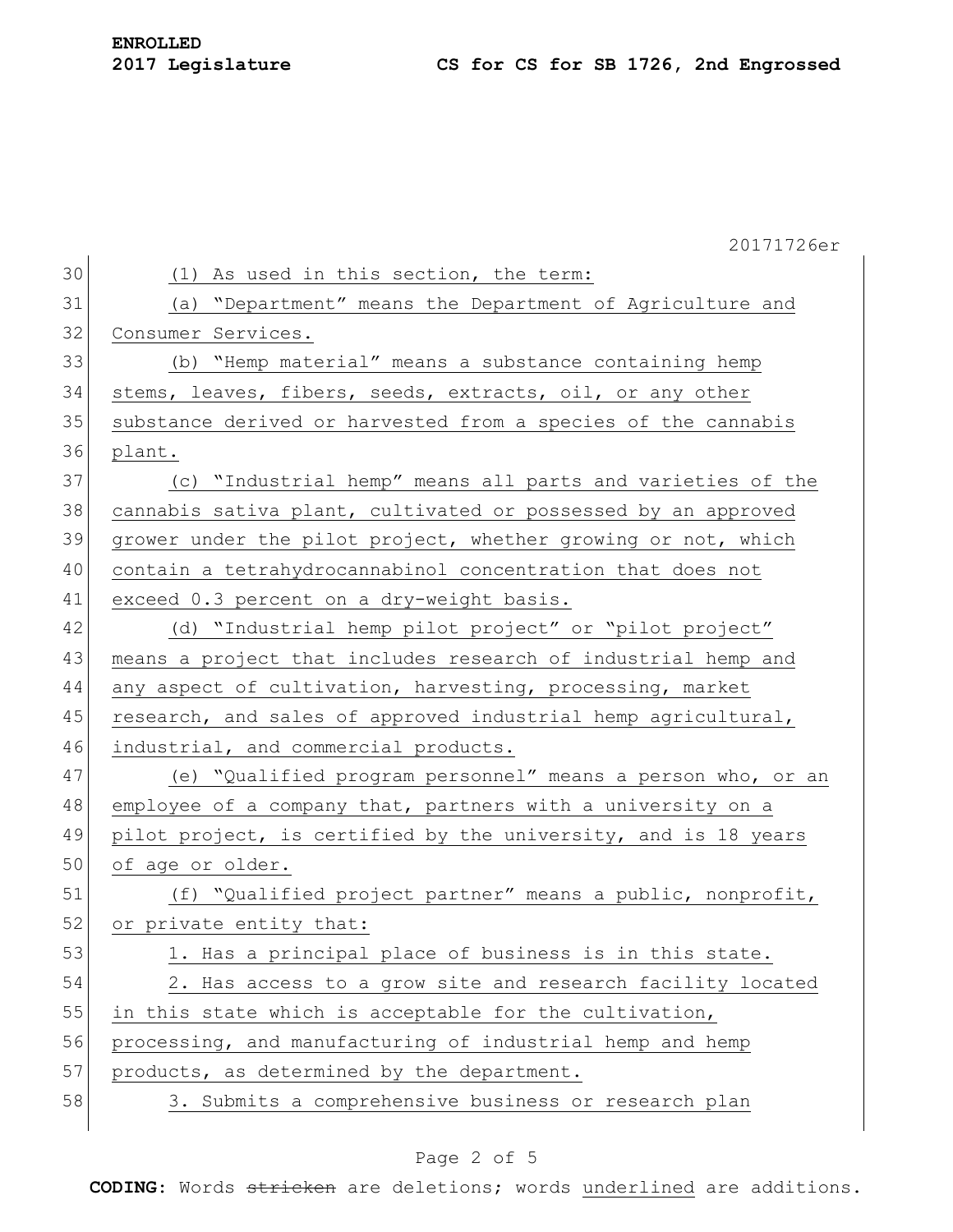(1) As used in this section, the term:

(a) "Department" means the Department of Agriculture and Consumer Services.

(b) "Hemp material" means a substance containing hemp stems, leaves, fibers, seeds, extracts, oil, or any other substance derived or harvested from a species of the cannabis plant.

(c) "Industrial hemp" means all parts and varieties of the cannabis sativa plant, cultivated or possessed by an approved grower under the pilot project, whether growing or not, which contain a tetrahydrocannabinol concentration that does not exceed 0.3 percent on a dry-weight basis.

(d) "Industrial hemp pilot project" or "pilot project" means a project that includes research of industrial hemp and any aspect of cultivation, harvesting, processing, market research, and sales of approved industrial hemp agricultural, industrial, and commercial products.

(e) "Qualified program personnel" means a person who, or an employee of a company that, partners with a university on a pilot project, is certified by the university, and is 18 years of age or older.

(f) "Qualified project partner" means a public, nonprofit, or private entity that:

1. Has a principal place of business is in this state.

2. Has access to a grow site and research facility located in this state which is acceptable for the cultivation, processing, and manufacturing of industrial hemp and hemp products, as determined by the department.

3. Submits a comprehensive business or research plan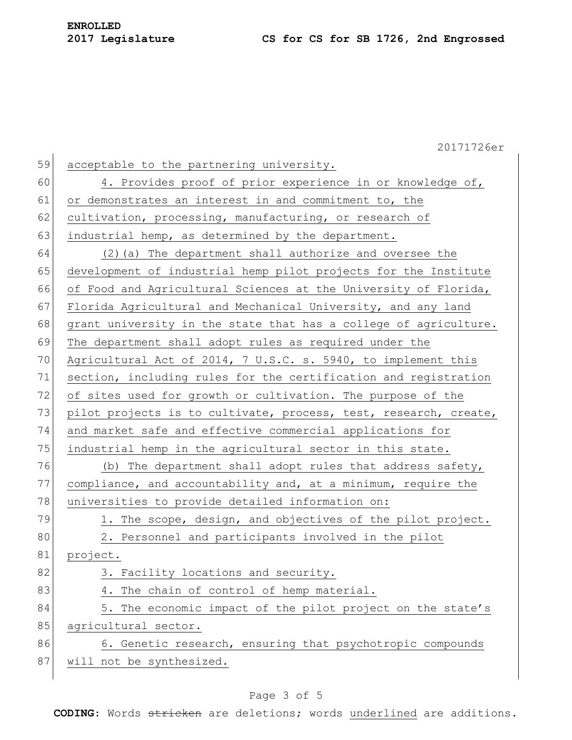acceptable to the partnering university.

4. Provides proof of prior experience in or knowledge of, or demonstrates an interest in and commitment to, the cultivation, processing, manufacturing, or research of industrial hemp, as determined by the department.

(2)(a) The department shall authorize and oversee the development of industrial hemp pilot projects for the Institute of Food and Agricultural Sciences at the University of Florida, Florida Agricultural and Mechanical University, and any land grant university in the state that has a college of agriculture. The department shall adopt rules as required under the Agricultural Act of 2014, 7 U.S.C. s. 5940, to implement this section, including rules for the certification and registration of sites used for growth or cultivation. The purpose of the pilot projects is to cultivate, process, test, research, create, and market safe and effective commercial applications for industrial hemp in the agricultural sector in this state.

(b) The department shall adopt rules that address safety, compliance, and accountability and, at a minimum, require the universities to provide detailed information on:

1. The scope, design, and objectives of the pilot project.

2. Personnel and participants involved in the pilot project.

3. Facility locations and security.

4. The chain of control of hemp material.

5. The economic impact of the pilot project on the state's agricultural sector.

6. Genetic research, ensuring that psychotropic compounds will not be synthesized.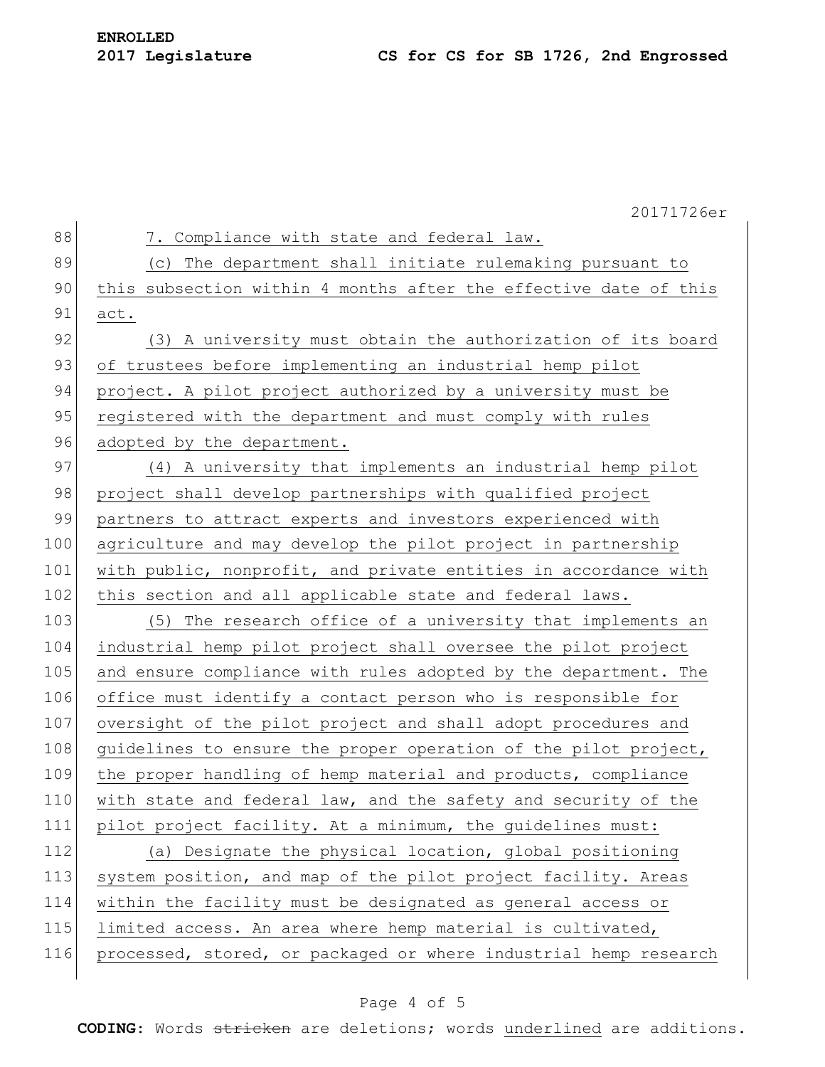7. Compliance with state and federal law.

(c) The department shall initiate rulemaking pursuant to this subsection within 4 months after the effective date of this act.

(3) A university must obtain the authorization of its board of trustees before implementing an industrial hemp pilot project. A pilot project authorized by a university must be registered with the department and must comply with rules adopted by the department.

(4) A university that implements an industrial hemp pilot project shall develop partnerships with qualified project partners to attract experts and investors experienced with agriculture and may develop the pilot project in partnership with public, nonprofit, and private entities in accordance with this section and all applicable state and federal laws.

(5) The research office of a university that implements an industrial hemp pilot project shall oversee the pilot project and ensure compliance with rules adopted by the department. The office must identify a contact person who is responsible for oversight of the pilot project and shall adopt procedures and guidelines to ensure the proper operation of the pilot project, the proper handling of hemp material and products, compliance with state and federal law, and the safety and security of the pilot project facility. At a minimum, the guidelines must:

(a) Designate the physical location, global positioning system position, and map of the pilot project facility. Areas within the facility must be designated as general access or limited access. An area where hemp material is cultivated, processed, stored, or packaged or where industrial hemp research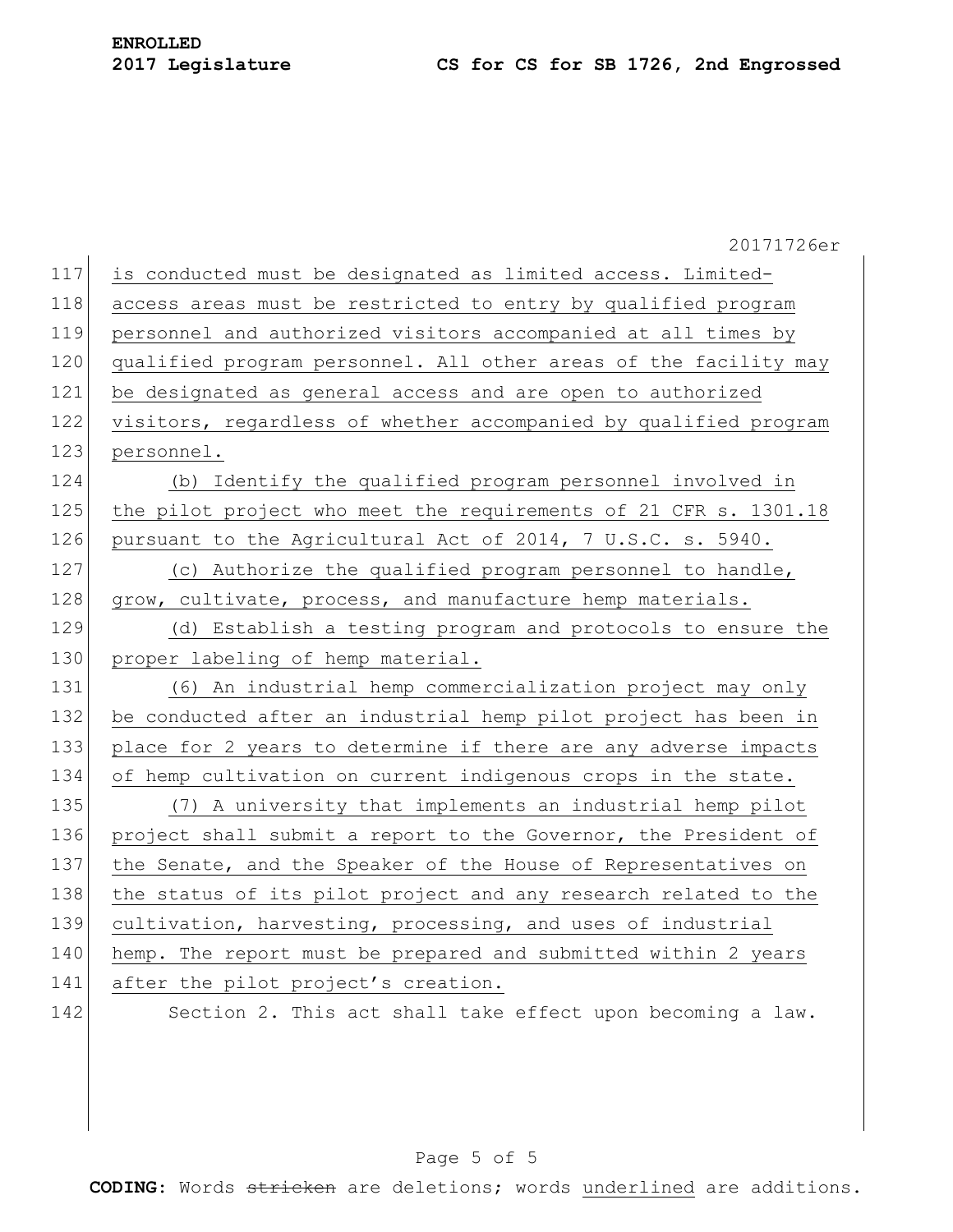is conducted must be designated as limited access. Limited-access areas must be restricted to entry by qualified program personnel and authorized visitors accompanied at all times by qualified program personnel. All other areas of the facility may be designated as general access and are open to authorized visitors, regardless of whether accompanied by qualified program personnel.

(b) Identify the qualified program personnel involved in the pilot project who meet the requirements of 21 CFR s. 1301.18 pursuant to the Agricultural Act of 2014, 7 U.S.C. s. 5940.

(c) Authorize the qualified program personnel to handle, grow, cultivate, process, and manufacture hemp materials.

(d) Establish a testing program and protocols to ensure the proper labeling of hemp material.

(6) An industrial hemp commercialization project may only be conducted after an industrial hemp pilot project has been in place for 2 years to determine if there are any adverse impacts of hemp cultivation on current indigenous crops in the state.

(7) A university that implements an industrial hemp pilot project shall submit a report to the Governor, the President of the Senate, and the Speaker of the House of Representatives on the status of its pilot project and any research related to the cultivation, harvesting, processing, and uses of industrial hemp. The report must be prepared and submitted within 2 years after the pilot project's creation.

Section 2. This act shall take effect upon becoming a law.